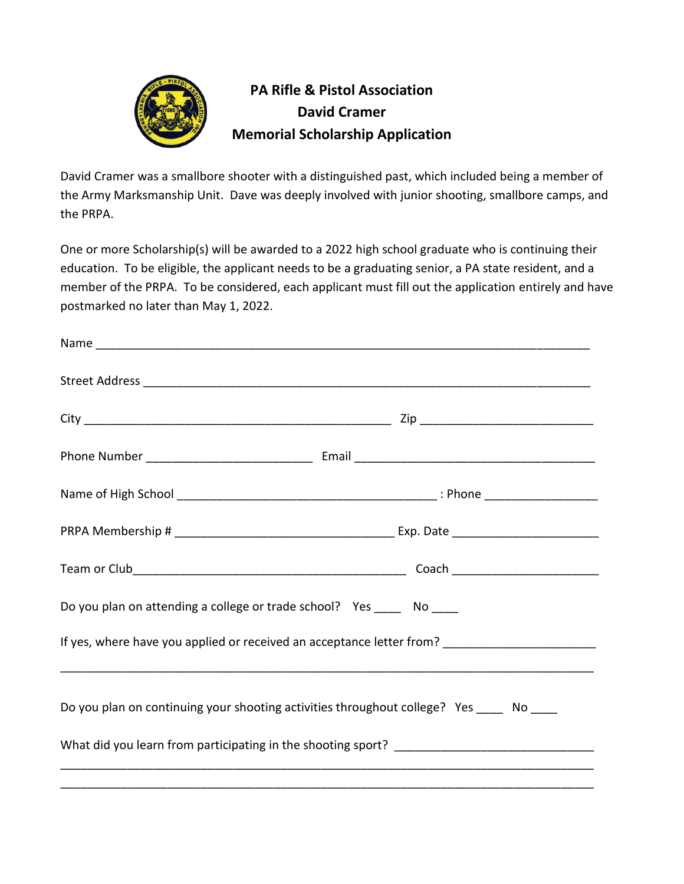**PA Rifle & Pistol Association**
**David Cramer**
**Memorial Scholarship Application**

David Cramer was a smallbore shooter with a distinguished past, which included being a member of the Army Marksmanship Unit. Dave was deeply involved with junior shooting, smallbore camps, and the PRPA.

One or more Scholarship(s) will be awarded to a 2022 high school graduate who is continuing their education. To be eligible, the applicant needs to be a graduating senior, a PA state resident, and a member of the PRPA. To be considered, each applicant must fill out the application entirely and have postmarked no later than May 1, 2022.

Name ___________________________________________________________________________

Street Address _____________________________________________________________________

City _______________________________________________ Zip ___________________________

Phone Number _________________________ Email _____________________________________

Name of High School ________________________________________ : Phone _________________

PRPA Membership # __________________________________ Exp. Date ______________________

Team or Club_______________________________________ Coach ______________________

Do you plan on attending a college or trade school? Yes ____ No ____

If yes, where have you applied or received an acceptance letter from? _______________________

_________________________________________________________________________________

Do you plan on continuing your shooting activities throughout college? Yes ____ No ____

What did you learn from participating in the shooting sport? _____________________________

_________________________________________________________________________________

_________________________________________________________________________________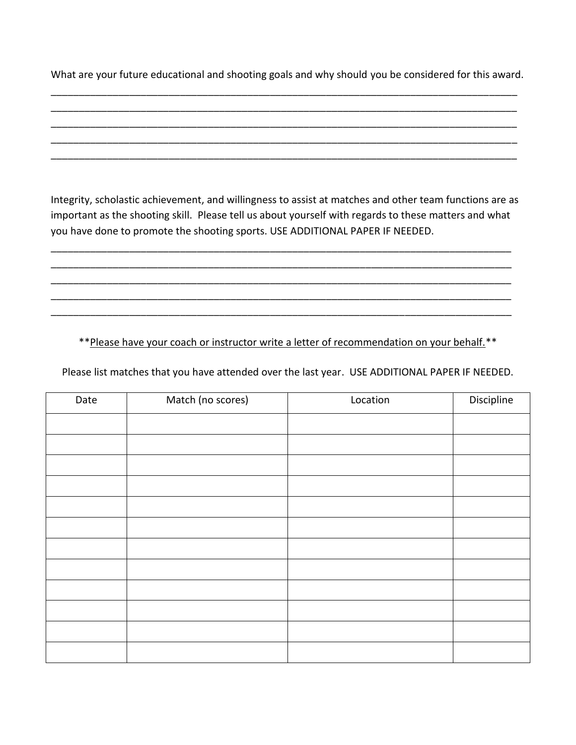What are your future educational and shooting goals and why should you be considered for this award.

_______________________________________________________________________________________
_______________________________________________________________________________________
_______________________________________________________________________________________
_______________________________________________________________________________________
_______________________________________________________________________________________

Integrity, scholastic achievement, and willingness to assist at matches and other team functions are as important as the shooting skill. Please tell us about yourself with regards to these matters and what you have done to promote the shooting sports. USE ADDITIONAL PAPER IF NEEDED.

_______________________________________________________________________________________
_______________________________________________________________________________________
_______________________________________________________________________________________
_______________________________________________________________________________________
_______________________________________________________________________________________

**<u>Please have your coach or instructor write a letter of recommendation on your behalf.</u>**

Please list matches that you have attended over the last year. USE ADDITIONAL PAPER IF NEEDED.

| Date | Match (no scores) | Location | Discipline |
|---|---|---|---|
| | | | |
| | | | |
| | | | |
| | | | |
| | | | |
| | | | |
| | | | |
| | | | |
| | | | |
| | | | |
| | | | |
| | | | |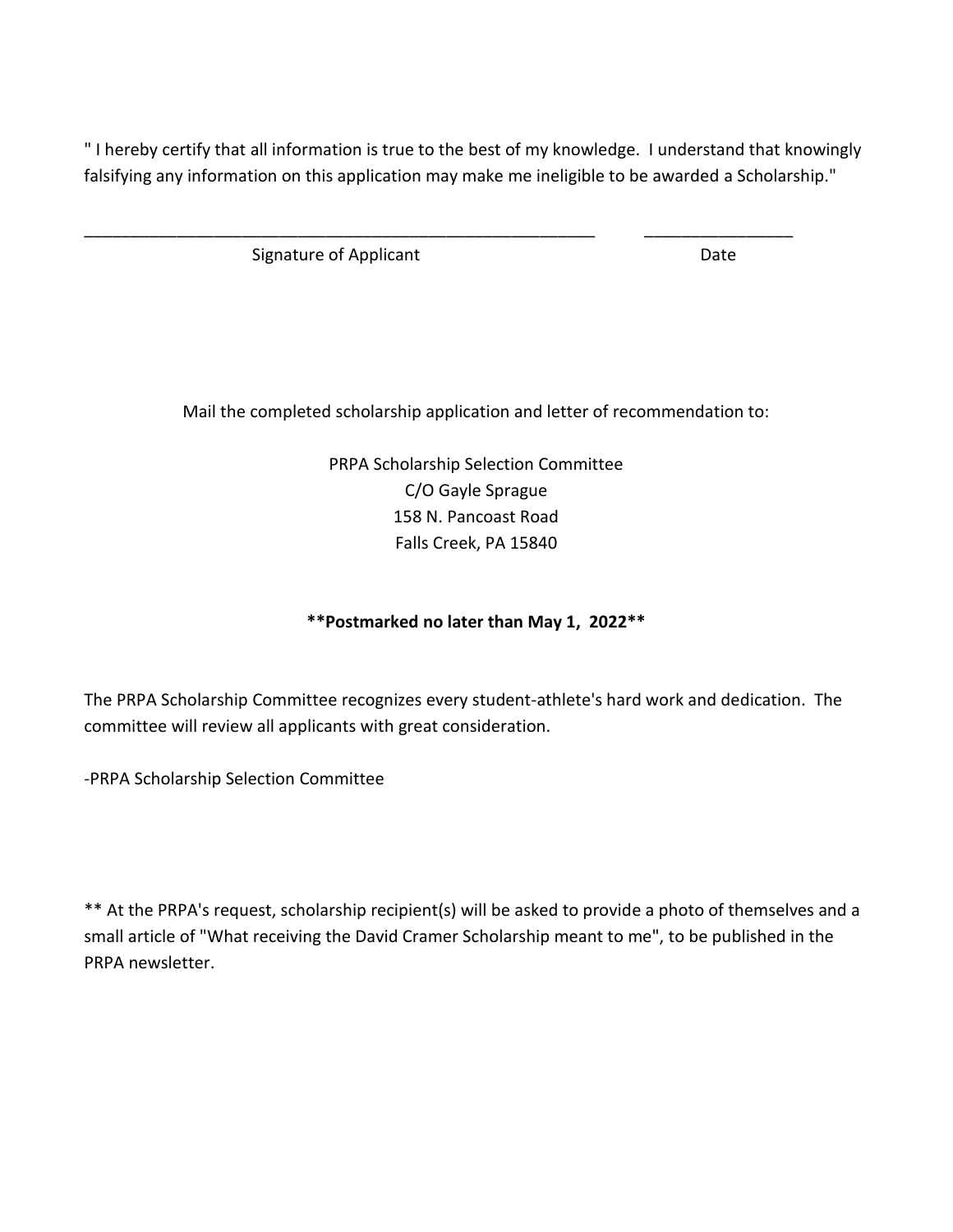" I hereby certify that all information is true to the best of my knowledge.  I understand that knowingly falsifying any information on this application may make me ineligible to be awarded a Scholarship."

\_\_\_\_\_\_\_\_\_\_\_\_\_\_\_\_\_\_\_\_\_\_\_\_\_\_\_\_\_\_\_\_\_\_\_\_\_\_\_\_\_\_\_\_\_\_\_\_\_\_\_\_\_\_\_\_ \_\_\_\_\_\_\_\_\_\_\_\_\_\_\_\_

Signature of Applicant Date

Mail the completed scholarship application and letter of recommendation to:

PRPA Scholarship Selection Committee
C/O Gayle Sprague
158 N. Pancoast Road
Falls Creek, PA 15840

**\*\*Postmarked no later than May 1, 2022\*\***

The PRPA Scholarship Committee recognizes every student-athlete's hard work and dedication. The committee will review all applicants with great consideration.

-PRPA Scholarship Selection Committee

** At the PRPA's request, scholarship recipient(s) will be asked to provide a photo of themselves and a small article of "What receiving the David Cramer Scholarship meant to me", to be published in the PRPA newsletter.